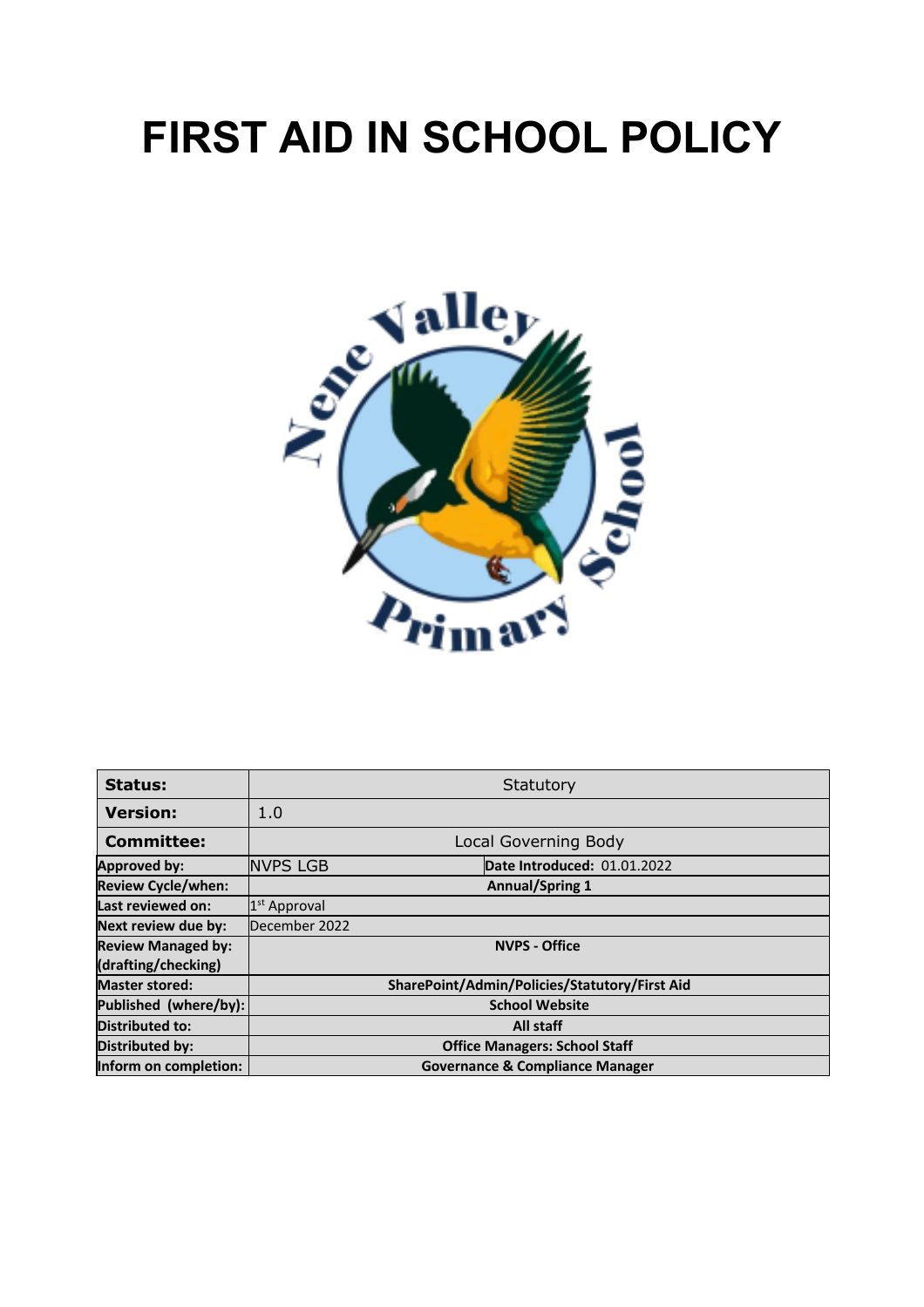# FIRST AID IN SCHOOL POLICY

| | | |
|---|---|---|
| **Status:** | Statutory | |
| **Version:** | 1.0 | |
| **Committee:** | Local Governing Body | |
| **Approved by:** | NVPS LGB | **Date Introduced:** 01.01.2022 |
| **Review Cycle/when:** | **Annual/Spring 1** | |
| **Last reviewed on:** | 1st Approval | |
| **Next review due by:** | December 2022 | |
| **Review Managed by: (drafting/checking)** | **NVPS - Office** | |
| **Master stored:** | **SharePoint/Admin/Policies/Statutory/First Aid** | |
| **Published (where/by):** | **School Website** | |
| **Distributed to:** | **All staff** | |
| **Distributed by:** | **Office Managers: School Staff** | |
| **Inform on completion:** | **Governance & Compliance Manager** | |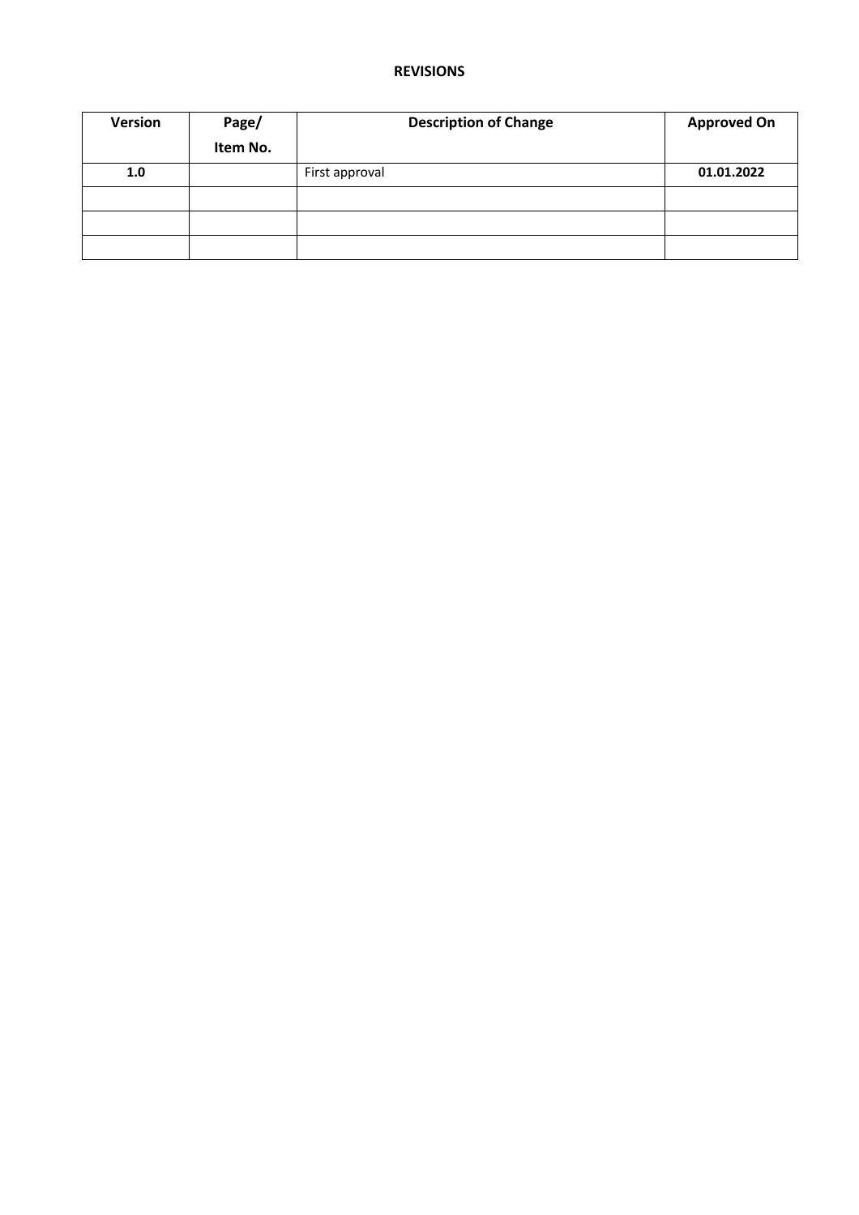**REVISIONS**

| Version | Page/ Item No. | Description of Change | Approved On |
|---|---|---|---|
| **1.0** | | First approval | **01.01.2022** |
| | | | |
| | | | |
| | | | |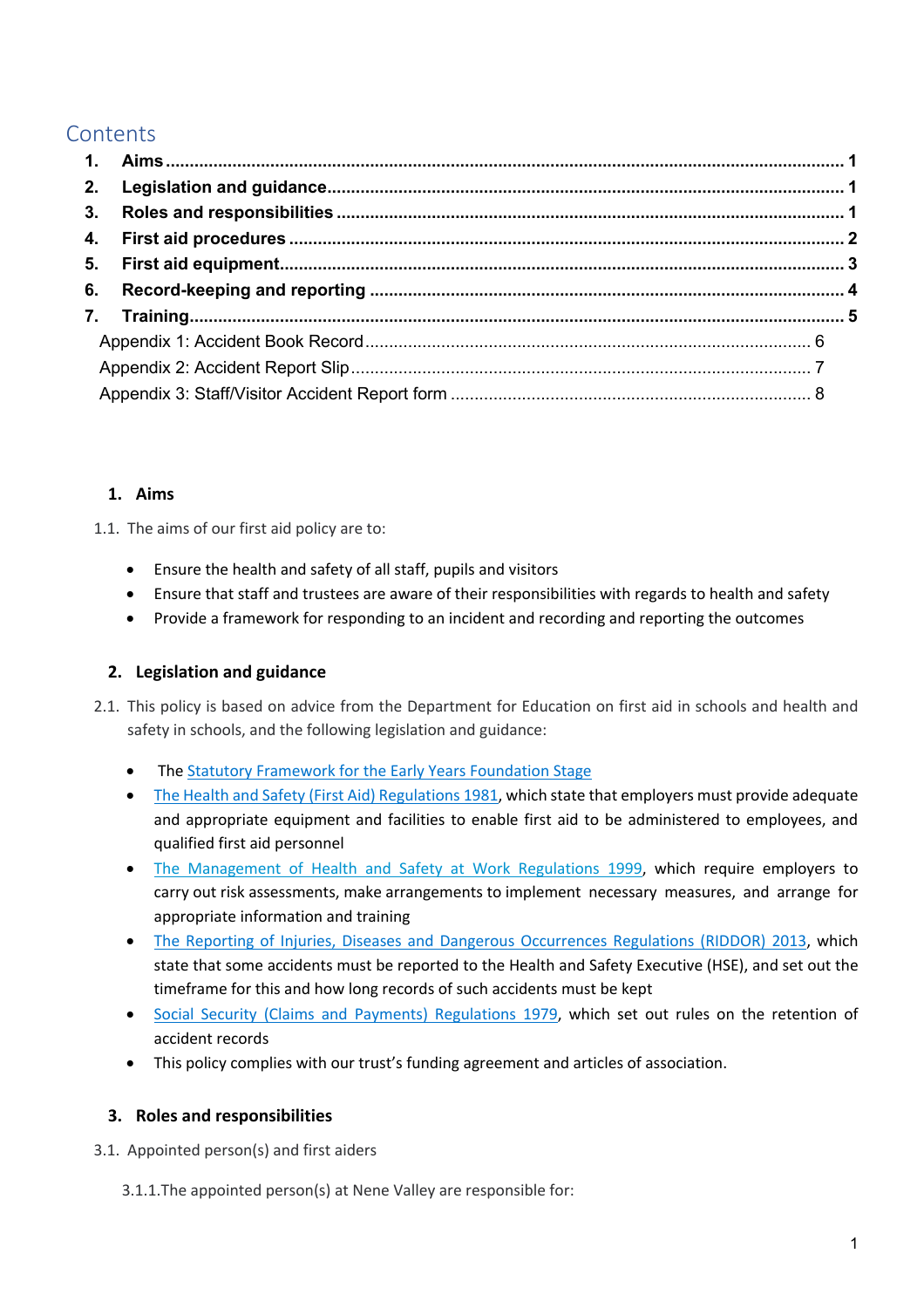# Contents

1. **Aims** ........................................................................................................ 1
2. **Legislation and guidance** ........................................................................ 1
3. **Roles and responsibilities** ....................................................................... 1
4. **First aid procedures** ................................................................................ 2
5. **First aid equipment** ................................................................................. 3
6. **Record-keeping and reporting** ................................................................. 4
7. **Training** ................................................................................................... 5

Appendix 1: Accident Book Record ........................................................................ 6
Appendix 2: Accident Report Slip ........................................................................... 7
Appendix 3: Staff/Visitor Accident Report form ...................................................... 8

## 1. Aims

1.1. The aims of our first aid policy are to:

- Ensure the health and safety of all staff, pupils and visitors
- Ensure that staff and trustees are aware of their responsibilities with regards to health and safety
- Provide a framework for responding to an incident and recording and reporting the outcomes

## 2. Legislation and guidance

2.1. This policy is based on advice from the Department for Education on first aid in schools and health and safety in schools, and the following legislation and guidance:

- The Statutory Framework for the Early Years Foundation Stage
- The Health and Safety (First Aid) Regulations 1981, which state that employers must provide adequate and appropriate equipment and facilities to enable first aid to be administered to employees, and qualified first aid personnel
- The Management of Health and Safety at Work Regulations 1999, which require employers to carry out risk assessments, make arrangements to implement necessary measures, and arrange for appropriate information and training
- The Reporting of Injuries, Diseases and Dangerous Occurrences Regulations (RIDDOR) 2013, which state that some accidents must be reported to the Health and Safety Executive (HSE), and set out the timeframe for this and how long records of such accidents must be kept
- Social Security (Claims and Payments) Regulations 1979, which set out rules on the retention of accident records
- This policy complies with our trust's funding agreement and articles of association.

## 3. Roles and responsibilities

3.1. Appointed person(s) and first aiders

3.1.1. The appointed person(s) at Nene Valley are responsible for: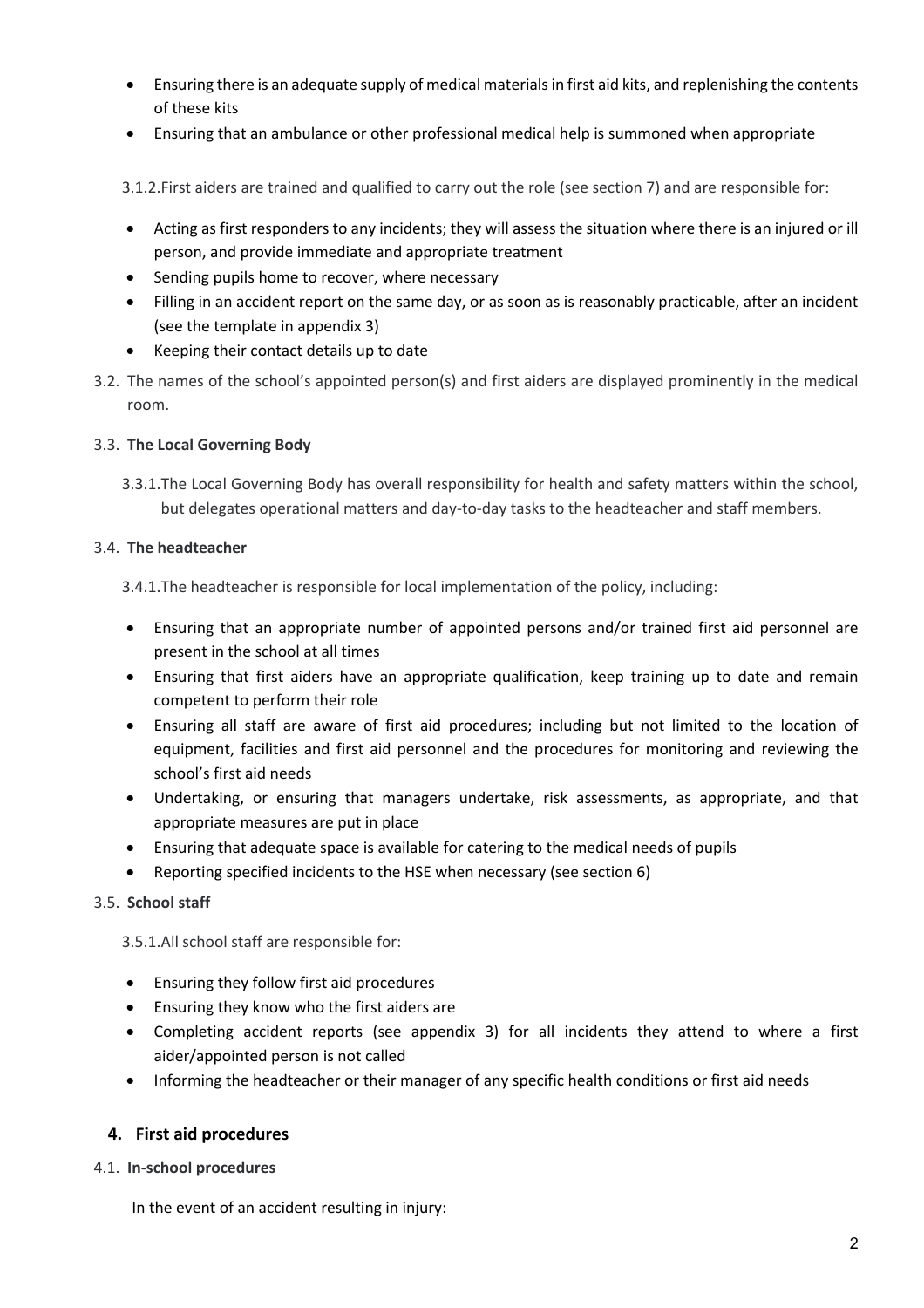- Ensuring there is an adequate supply of medical materials in first aid kits, and replenishing the contents of these kits
- Ensuring that an ambulance or other professional medical help is summoned when appropriate

3.1.2. First aiders are trained and qualified to carry out the role (see section 7) and are responsible for:

- Acting as first responders to any incidents; they will assess the situation where there is an injured or ill person, and provide immediate and appropriate treatment
- Sending pupils home to recover, where necessary
- Filling in an accident report on the same day, or as soon as is reasonably practicable, after an incident (see the template in appendix 3)
- Keeping their contact details up to date

3.2. The names of the school's appointed person(s) and first aiders are displayed prominently in the medical room.

### 3.3. The Local Governing Body

3.3.1. The Local Governing Body has overall responsibility for health and safety matters within the school, but delegates operational matters and day-to-day tasks to the headteacher and staff members.

### 3.4. The headteacher

3.4.1. The headteacher is responsible for local implementation of the policy, including:

- Ensuring that an appropriate number of appointed persons and/or trained first aid personnel are present in the school at all times
- Ensuring that first aiders have an appropriate qualification, keep training up to date and remain competent to perform their role
- Ensuring all staff are aware of first aid procedures; including but not limited to the location of equipment, facilities and first aid personnel and the procedures for monitoring and reviewing the school's first aid needs
- Undertaking, or ensuring that managers undertake, risk assessments, as appropriate, and that appropriate measures are put in place
- Ensuring that adequate space is available for catering to the medical needs of pupils
- Reporting specified incidents to the HSE when necessary (see section 6)

### 3.5. School staff

3.5.1. All school staff are responsible for:

- Ensuring they follow first aid procedures
- Ensuring they know who the first aiders are
- Completing accident reports (see appendix 3) for all incidents they attend to where a first aider/appointed person is not called
- Informing the headteacher or their manager of any specific health conditions or first aid needs

## 4. First aid procedures

### 4.1. In-school procedures

In the event of an accident resulting in injury: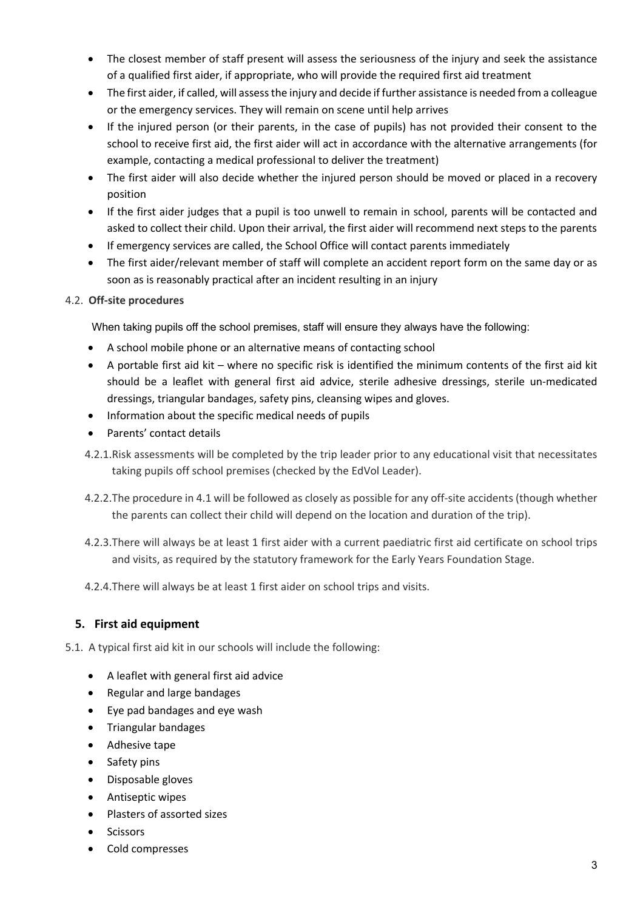- The closest member of staff present will assess the seriousness of the injury and seek the assistance of a qualified first aider, if appropriate, who will provide the required first aid treatment
- The first aider, if called, will assess the injury and decide if further assistance is needed from a colleague or the emergency services. They will remain on scene until help arrives
- If the injured person (or their parents, in the case of pupils) has not provided their consent to the school to receive first aid, the first aider will act in accordance with the alternative arrangements (for example, contacting a medical professional to deliver the treatment)
- The first aider will also decide whether the injured person should be moved or placed in a recovery position
- If the first aider judges that a pupil is too unwell to remain in school, parents will be contacted and asked to collect their child. Upon their arrival, the first aider will recommend next steps to the parents
- If emergency services are called, the School Office will contact parents immediately
- The first aider/relevant member of staff will complete an accident report form on the same day or as soon as is reasonably practical after an incident resulting in an injury

4.2. **Off-site procedures**

When taking pupils off the school premises, staff will ensure they always have the following:

- A school mobile phone or an alternative means of contacting school
- A portable first aid kit – where no specific risk is identified the minimum contents of the first aid kit should be a leaflet with general first aid advice, sterile adhesive dressings, sterile un-medicated dressings, triangular bandages, safety pins, cleansing wipes and gloves.
- Information about the specific medical needs of pupils
- Parents' contact details

4.2.1. Risk assessments will be completed by the trip leader prior to any educational visit that necessitates taking pupils off school premises (checked by the EdVol Leader).

4.2.2. The procedure in 4.1 will be followed as closely as possible for any off-site accidents (though whether the parents can collect their child will depend on the location and duration of the trip).

4.2.3. There will always be at least 1 first aider with a current paediatric first aid certificate on school trips and visits, as required by the statutory framework for the Early Years Foundation Stage.

4.2.4. There will always be at least 1 first aider on school trips and visits.

## 5. First aid equipment

5.1. A typical first aid kit in our schools will include the following:

- A leaflet with general first aid advice
- Regular and large bandages
- Eye pad bandages and eye wash
- Triangular bandages
- Adhesive tape
- Safety pins
- Disposable gloves
- Antiseptic wipes
- Plasters of assorted sizes
- Scissors
- Cold compresses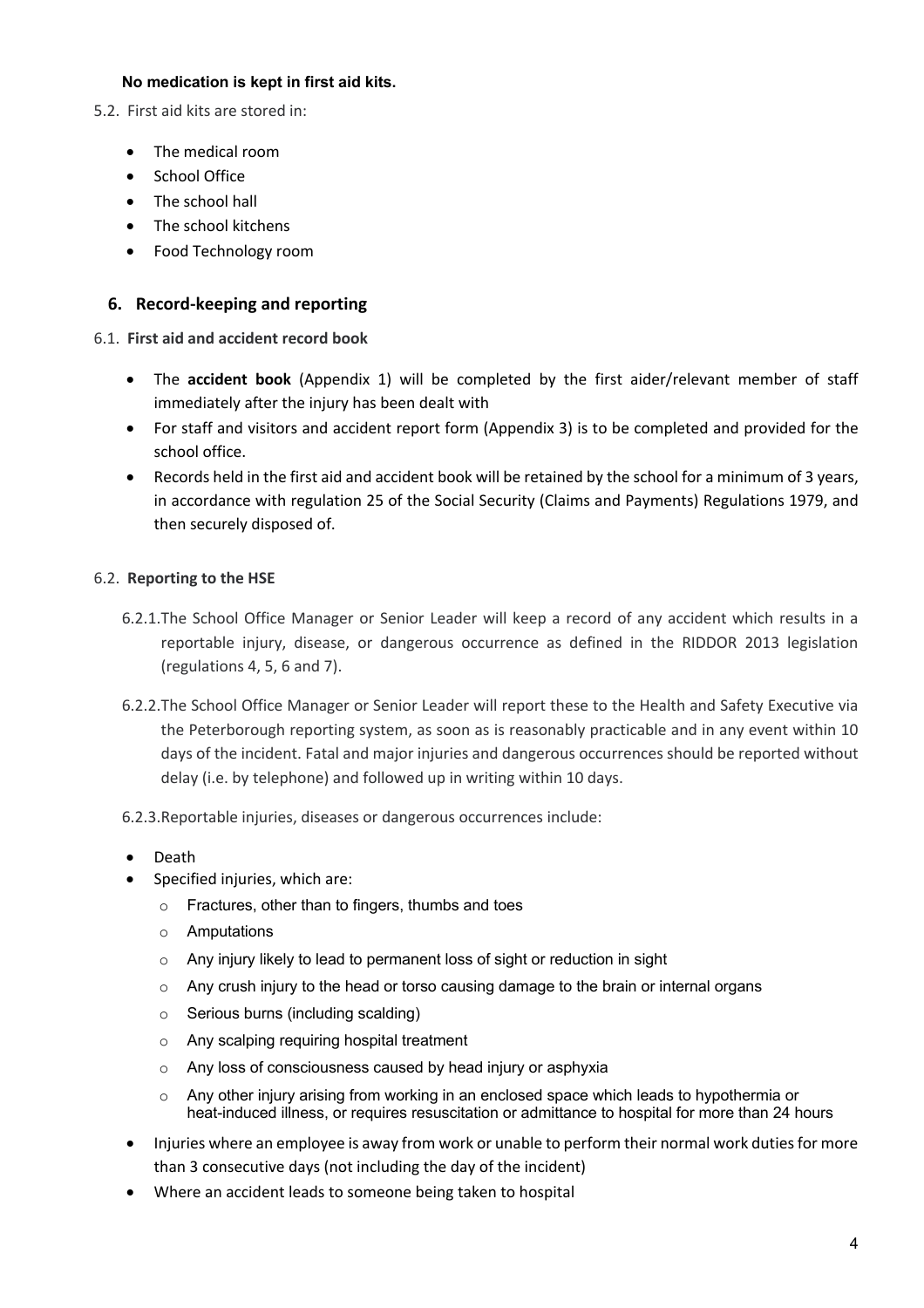**No medication is kept in first aid kits.**

5.2. First aid kits are stored in:

- The medical room
- School Office
- The school hall
- The school kitchens
- Food Technology room

## 6. Record-keeping and reporting

6.1. **First aid and accident record book**

- The **accident book** (Appendix 1) will be completed by the first aider/relevant member of staff immediately after the injury has been dealt with
- For staff and visitors and accident report form (Appendix 3) is to be completed and provided for the school office.
- Records held in the first aid and accident book will be retained by the school for a minimum of 3 years, in accordance with regulation 25 of the Social Security (Claims and Payments) Regulations 1979, and then securely disposed of.

6.2. **Reporting to the HSE**

6.2.1. The School Office Manager or Senior Leader will keep a record of any accident which results in a reportable injury, disease, or dangerous occurrence as defined in the RIDDOR 2013 legislation (regulations 4, 5, 6 and 7).

6.2.2. The School Office Manager or Senior Leader will report these to the Health and Safety Executive via the Peterborough reporting system, as soon as is reasonably practicable and in any event within 10 days of the incident. Fatal and major injuries and dangerous occurrences should be reported without delay (i.e. by telephone) and followed up in writing within 10 days.

6.2.3. Reportable injuries, diseases or dangerous occurrences include:

- Death
- Specified injuries, which are:
  - Fractures, other than to fingers, thumbs and toes
  - Amputations
  - Any injury likely to lead to permanent loss of sight or reduction in sight
  - Any crush injury to the head or torso causing damage to the brain or internal organs
  - Serious burns (including scalding)
  - Any scalping requiring hospital treatment
  - Any loss of consciousness caused by head injury or asphyxia
  - Any other injury arising from working in an enclosed space which leads to hypothermia or heat-induced illness, or requires resuscitation or admittance to hospital for more than 24 hours
- Injuries where an employee is away from work or unable to perform their normal work duties for more than 3 consecutive days (not including the day of the incident)
- Where an accident leads to someone being taken to hospital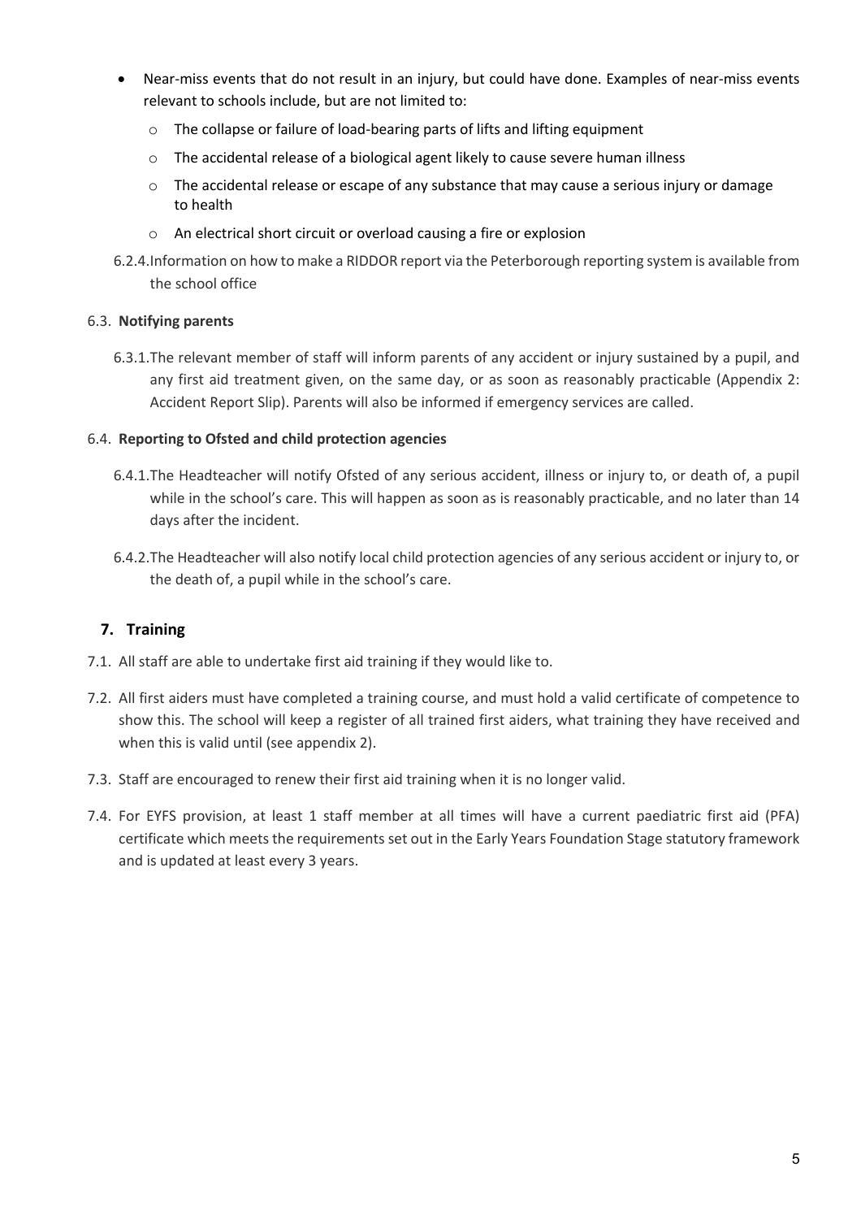- Near-miss events that do not result in an injury, but could have done. Examples of near-miss events relevant to schools include, but are not limited to:
  - The collapse or failure of load-bearing parts of lifts and lifting equipment
  - The accidental release of a biological agent likely to cause severe human illness
  - The accidental release or escape of any substance that may cause a serious injury or damage to health
  - An electrical short circuit or overload causing a fire or explosion

6.2.4. Information on how to make a RIDDOR report via the Peterborough reporting system is available from the school office

### 6.3. Notifying parents

6.3.1. The relevant member of staff will inform parents of any accident or injury sustained by a pupil, and any first aid treatment given, on the same day, or as soon as reasonably practicable (Appendix 2: Accident Report Slip). Parents will also be informed if emergency services are called.

### 6.4. Reporting to Ofsted and child protection agencies

6.4.1. The Headteacher will notify Ofsted of any serious accident, illness or injury to, or death of, a pupil while in the school's care. This will happen as soon as is reasonably practicable, and no later than 14 days after the incident.

6.4.2. The Headteacher will also notify local child protection agencies of any serious accident or injury to, or the death of, a pupil while in the school's care.

## 7. Training

7.1. All staff are able to undertake first aid training if they would like to.

7.2. All first aiders must have completed a training course, and must hold a valid certificate of competence to show this. The school will keep a register of all trained first aiders, what training they have received and when this is valid until (see appendix 2).

7.3. Staff are encouraged to renew their first aid training when it is no longer valid.

7.4. For EYFS provision, at least 1 staff member at all times will have a current paediatric first aid (PFA) certificate which meets the requirements set out in the Early Years Foundation Stage statutory framework and is updated at least every 3 years.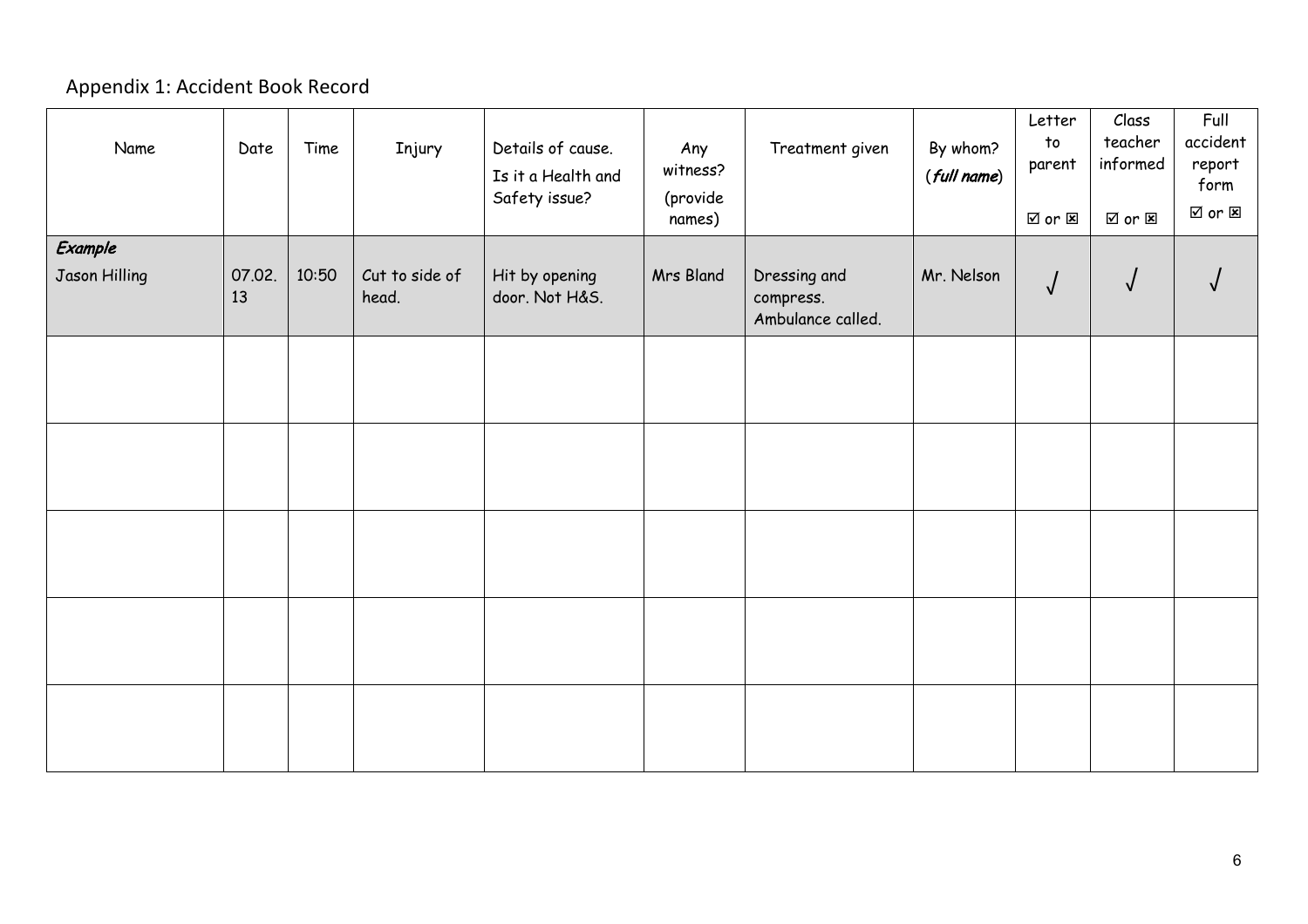## Appendix 1: Accident Book Record

| Name | Date | Time | Injury | Details of cause. Is it a Health and Safety issue? | Any witness? (provide names) | Treatment given | By whom? (*full name*) | Letter to parent ☑ or ☒ | Class teacher informed ☑ or ☒ | Full accident report form ☑ or ☒ |
|---|---|---|---|---|---|---|---|---|---|---|
| ***Example*** Jason Hilling | 07.02.13 | 10:50 | Cut to side of head. | Hit by opening door. Not H&S. | Mrs Bland | Dressing and compress. Ambulance called. | Mr. Nelson | √ | √ | √ |
| | | | | | | | | | | |
| | | | | | | | | | | |
| | | | | | | | | | | |
| | | | | | | | | | | |
| | | | | | | | | | | |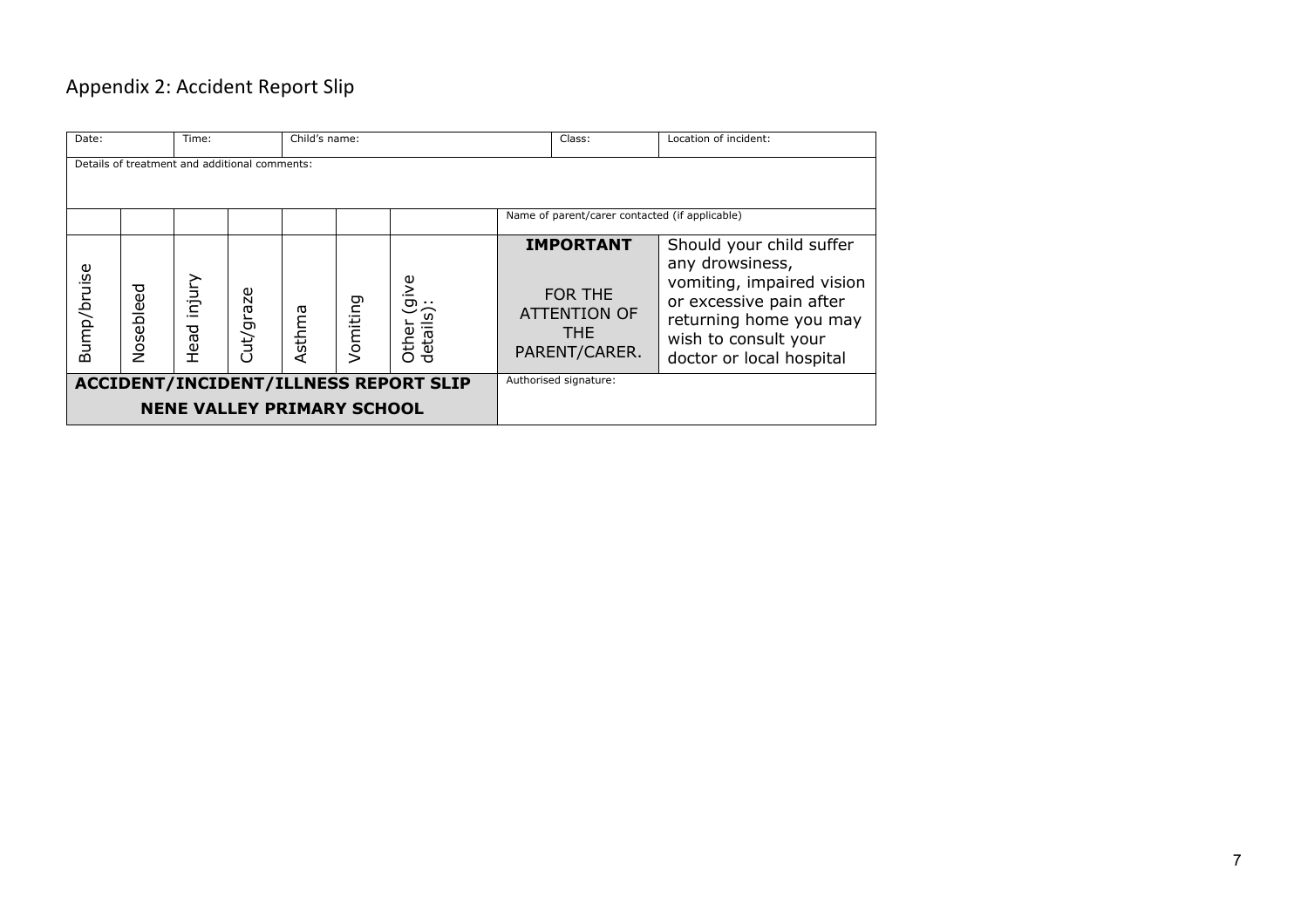## Appendix 2: Accident Report Slip

| Date: | | Time: | | Child's name: | | | | Class: | Location of incident: |
|---|---|---|---|---|---|---|---|---|---|
| Details of treatment and additional comments: | | | | | | | | | |
| | | | | | | | Name of parent/carer contacted (if applicable) | | |
| Bump/bruise | Nosebleed | Head injury | Cut/graze | Asthma | Vomiting | Other (give details): | **IMPORTANT** FOR THE ATTENTION OF THE PARENT/CARER. | | Should your child suffer any drowsiness, vomiting, impaired vision or excessive pain after returning home you may wish to consult your doctor or local hospital |
| **ACCIDENT/INCIDENT/ILLNESS REPORT SLIP** **NENE VALLEY PRIMARY SCHOOL** | | | | | | | Authorised signature: | | |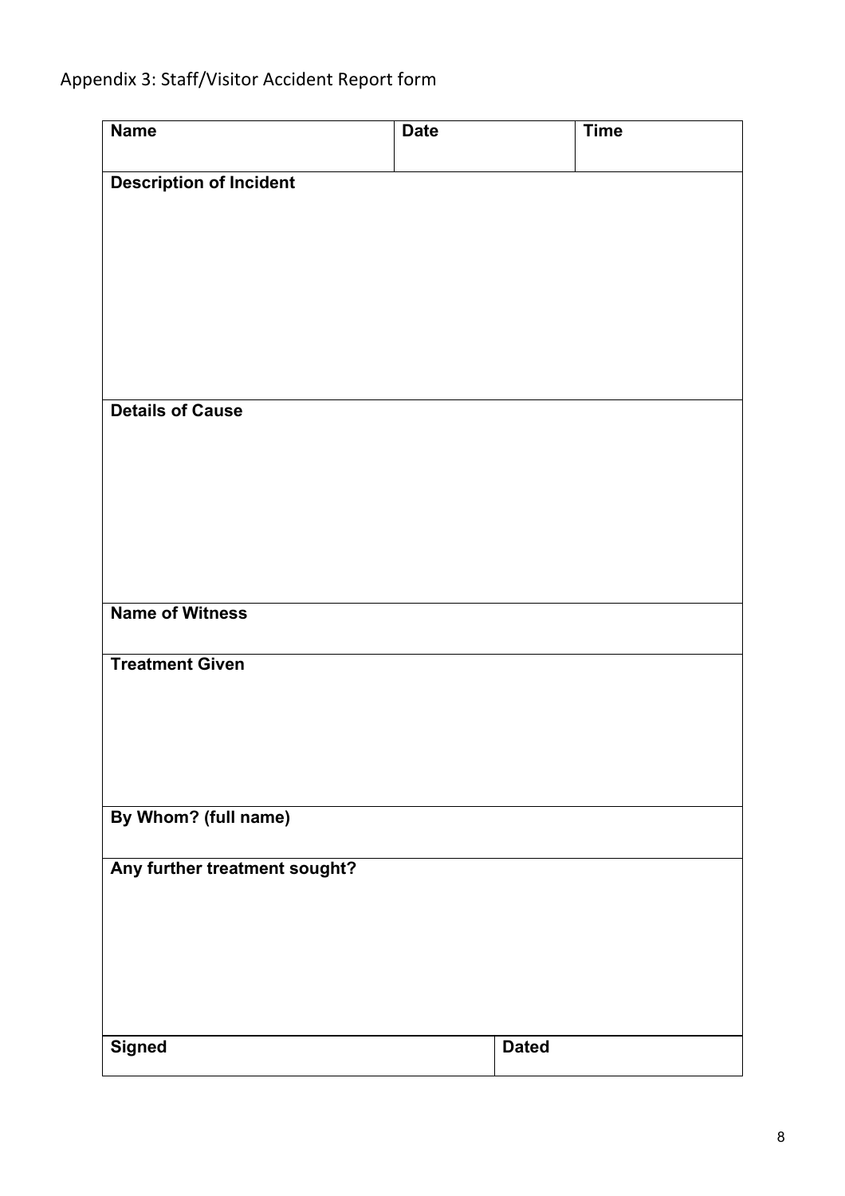Appendix 3: Staff/Visitor Accident Report form

| **Name** | **Date** | **Time** |
|---|---|---|
| **Description of Incident** | | |
| **Details of Cause** | | |
| **Name of Witness** | | |
| **Treatment Given** | | |
| **By Whom? (full name)** | | |
| **Any further treatment sought?** | | |
| **Signed** | **Dated** | |